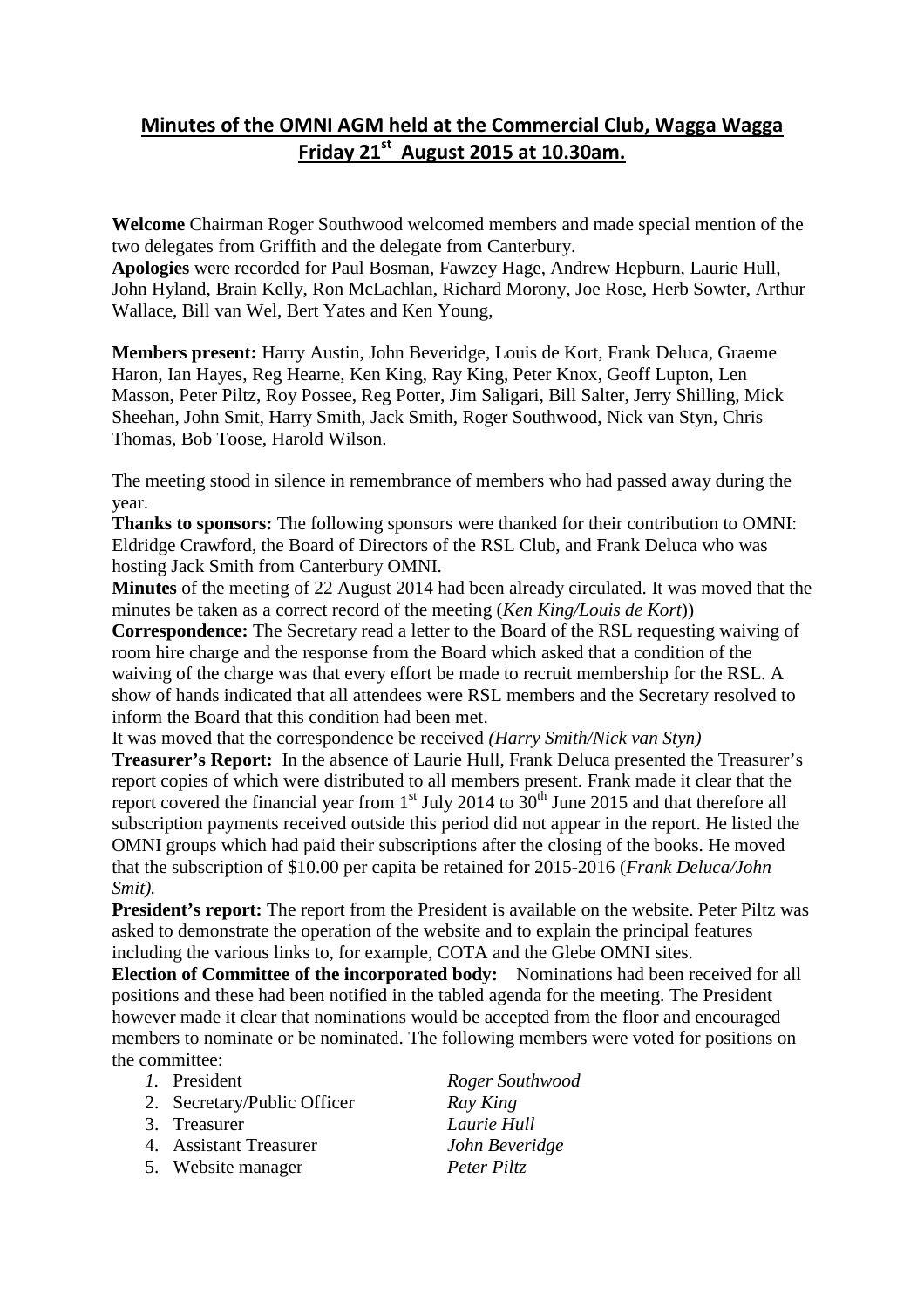# Minutes of the OMNI AGM held at the Commercial Club, Wagga Wagga Friday 21st August 2015 at 10.30am.

**Welcome** Chairman Roger Southwood welcomed members and made special mention of the two delegates from Griffith and the delegate from Canterbury.

**Apologies** were recorded for Paul Bosman, Fawzey Hage, Andrew Hepburn, Laurie Hull, John Hyland, Brain Kelly, Ron McLachlan, Richard Morony, Joe Rose, Herb Sowter, Arthur Wallace, Bill van Wel, Bert Yates and Ken Young,

**Members present:** Harry Austin, John Beveridge, Louis de Kort, Frank Deluca, Graeme Haron, Ian Hayes, Reg Hearne, Ken King, Ray King, Peter Knox, Geoff Lupton, Len Masson, Peter Piltz, Roy Possee, Reg Potter, Jim Saligari, Bill Salter, Jerry Shilling, Mick Sheehan, John Smit, Harry Smith, Jack Smith, Roger Southwood, Nick van Styn, Chris Thomas, Bob Toose, Harold Wilson.

The meeting stood in silence in remembrance of members who had passed away during the year.

**Thanks to sponsors:** The following sponsors were thanked for their contribution to OMNI: Eldridge Crawford, the Board of Directors of the RSL Club, and Frank Deluca who was hosting Jack Smith from Canterbury OMNI.

**Minutes** of the meeting of 22 August 2014 had been already circulated. It was moved that the minutes be taken as a correct record of the meeting (*Ken King/Louis de Kort*))

**Correspondence:** The Secretary read a letter to the Board of the RSL requesting waiving of room hire charge and the response from the Board which asked that a condition of the waiving of the charge was that every effort be made to recruit membership for the RSL. A show of hands indicated that all attendees were RSL members and the Secretary resolved to inform the Board that this condition had been met.

It was moved that the correspondence be received *(Harry Smith/Nick van Styn)*

**Treasurer's Report:** In the absence of Laurie Hull, Frank Deluca presented the Treasurer's report copies of which were distributed to all members present. Frank made it clear that the report covered the financial year from 1st July 2014 to 30th June 2015 and that therefore all subscription payments received outside this period did not appear in the report. He listed the OMNI groups which had paid their subscriptions after the closing of the books. He moved that the subscription of $10.00 per capita be retained for 2015-2016 (*Frank Deluca/John Smit).*

**President's report:** The report from the President is available on the website. Peter Piltz was asked to demonstrate the operation of the website and to explain the principal features including the various links to, for example, COTA and the Glebe OMNI sites.

**Election of Committee of the incorporated body:** Nominations had been received for all positions and these had been notified in the tabled agenda for the meeting. The President however made it clear that nominations would be accepted from the floor and encouraged members to nominate or be nominated. The following members were voted for positions on the committee:

1. President — *Roger Southwood*
2. Secretary/Public Officer — *Ray King*
3. Treasurer — *Laurie Hull*
4. Assistant Treasurer — *John Beveridge*
5. Website manager — *Peter Piltz*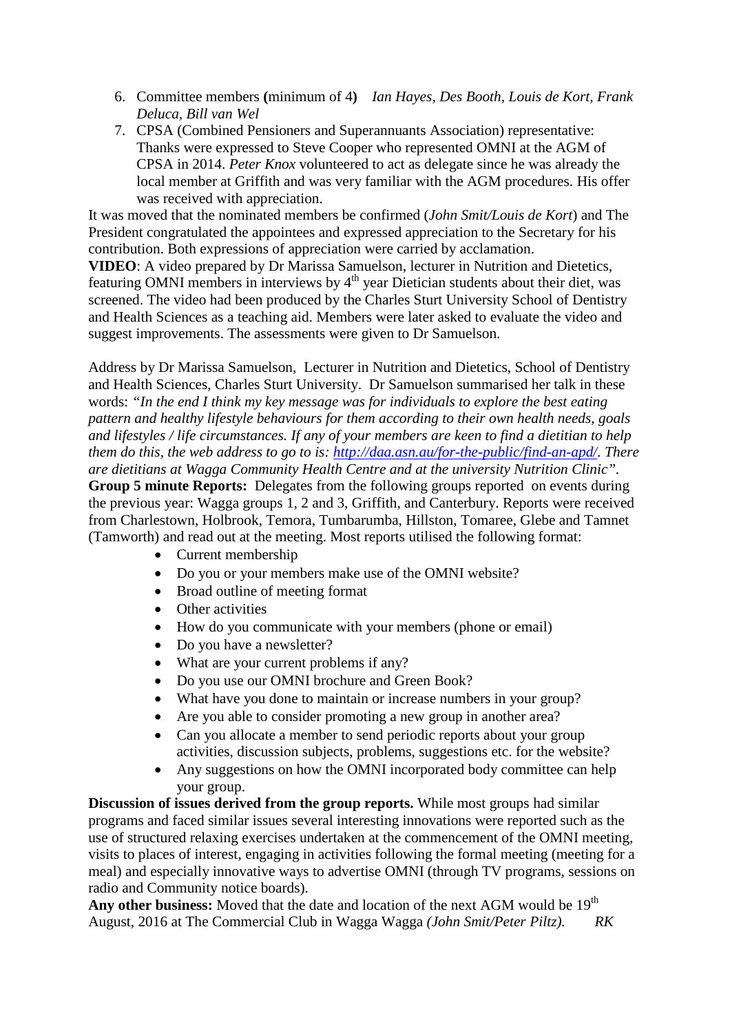6. Committee members **(**minimum of 4**)** *Ian Hayes, Des Booth, Louis de Kort, Frank Deluca, Bill van Wel*
7. CPSA (Combined Pensioners and Superannuants Association) representative: Thanks were expressed to Steve Cooper who represented OMNI at the AGM of CPSA in 2014. *Peter Knox* volunteered to act as delegate since he was already the local member at Griffith and was very familiar with the AGM procedures. His offer was received with appreciation.

It was moved that the nominated members be confirmed (*John Smit/Louis de Kort*) and The President congratulated the appointees and expressed appreciation to the Secretary for his contribution. Both expressions of appreciation were carried by acclamation.

**VIDEO**: A video prepared by Dr Marissa Samuelson, lecturer in Nutrition and Dietetics, featuring OMNI members in interviews by 4th year Dietician students about their diet, was screened. The video had been produced by the Charles Sturt University School of Dentistry and Health Sciences as a teaching aid. Members were later asked to evaluate the video and suggest improvements. The assessments were given to Dr Samuelson.

Address by Dr Marissa Samuelson, Lecturer in Nutrition and Dietetics, School of Dentistry and Health Sciences, Charles Sturt University. Dr Samuelson summarised her talk in these words: *"In the end I think my key message was for individuals to explore the best eating pattern and healthy lifestyle behaviours for them according to their own health needs, goals and lifestyles / life circumstances. If any of your members are keen to find a dietitian to help them do this, the web address to go to is: http://daa.asn.au/for-the-public/find-an-apd/. There are dietitians at Wagga Community Health Centre and at the university Nutrition Clinic".*

**Group 5 minute Reports:** Delegates from the following groups reported on events during the previous year: Wagga groups 1, 2 and 3, Griffith, and Canterbury. Reports were received from Charlestown, Holbrook, Temora, Tumbarumba, Hillston, Tomaree, Glebe and Tamnet (Tamworth) and read out at the meeting. Most reports utilised the following format:

- Current membership
- Do you or your members make use of the OMNI website?
- Broad outline of meeting format
- Other activities
- How do you communicate with your members (phone or email)
- Do you have a newsletter?
- What are your current problems if any?
- Do you use our OMNI brochure and Green Book?
- What have you done to maintain or increase numbers in your group?
- Are you able to consider promoting a new group in another area?
- Can you allocate a member to send periodic reports about your group activities, discussion subjects, problems, suggestions etc. for the website?
- Any suggestions on how the OMNI incorporated body committee can help your group.

**Discussion of issues derived from the group reports.** While most groups had similar programs and faced similar issues several interesting innovations were reported such as the use of structured relaxing exercises undertaken at the commencement of the OMNI meeting, visits to places of interest, engaging in activities following the formal meeting (meeting for a meal) and especially innovative ways to advertise OMNI (through TV programs, sessions on radio and Community notice boards).

**Any other business:** Moved that the date and location of the next AGM would be 19th August, 2016 at The Commercial Club in Wagga Wagga *(John Smit/Peter Piltz).* *RK*